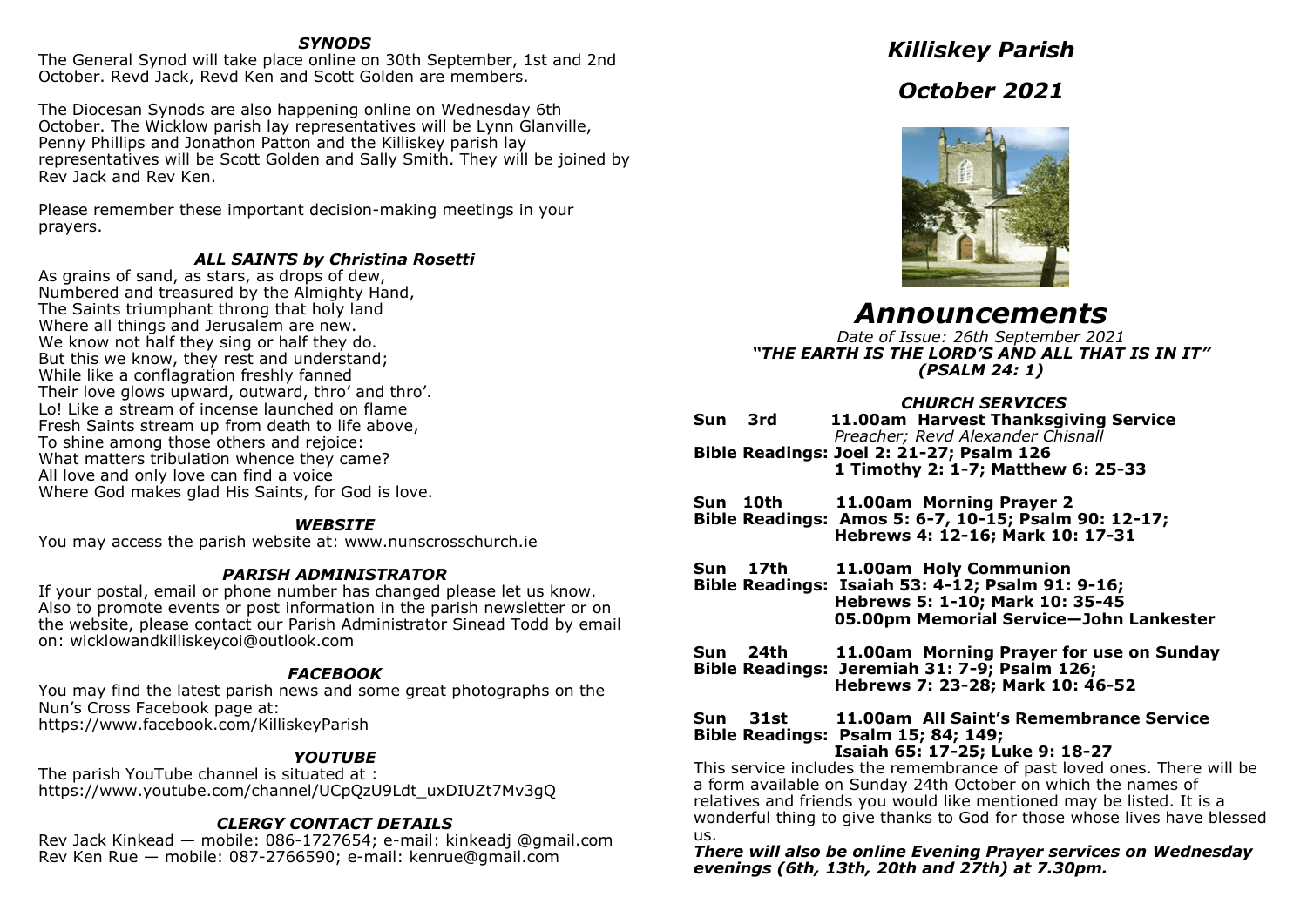### *SYNODS*

The General Synod will take place online on 30th September, 1st and 2nd October. Revd Jack, Revd Ken and Scott Golden are members.

The Diocesan Synods are also happening online on Wednesday 6th October. The Wicklow parish lay representatives will be Lynn Glanville, Penny Phillips and Jonathon Patton and the Killiskey parish lay representatives will be Scott Golden and Sally Smith. They will be joined by Rev Jack and Rev Ken.

Please remember these important decision-making meetings in your prayers.

### *ALL SAINTS by Christina Rosetti*

As grains of sand, as stars, as drops of dew,
Numbered and treasured by the Almighty Hand,
The Saints triumphant throng that holy land
Where all things and Jerusalem are new.
We know not half they sing or half they do.
But this we know, they rest and understand;
While like a conflagration freshly fanned
Their love glows upward, outward, thro' and thro'.
Lo! Like a stream of incense launched on flame
Fresh Saints stream up from death to life above,
To shine among those others and rejoice:
What matters tribulation whence they came?
All love and only love can find a voice
Where God makes glad His Saints, for God is love.

### *WEBSITE*

You may access the parish website at: www.nunscrosschurch.ie

### *PARISH ADMINISTRATOR*

If your postal, email or phone number has changed please let us know. Also to promote events or post information in the parish newsletter or on the website, please contact our Parish Administrator Sinead Todd by email on: wicklowandkilliskeycoi@outlook.com

### *FACEBOOK*

You may find the latest parish news and some great photographs on the Nun's Cross Facebook page at:
https://www.facebook.com/KilliskeyParish

### *YOUTUBE*

The parish YouTube channel is situated at :
https://www.youtube.com/channel/UCpQzU9Ldt_uxDIUZt7Mv3gQ

### *CLERGY CONTACT DETAILS*

Rev Jack Kinkead — mobile: 086-1727654; e-mail: kinkeadj @gmail.com
Rev Ken Rue — mobile: 087-2766590; e-mail: kenrue@gmail.com

# *Killiskey Parish*

# *October 2021*

# *Announcements*

*Date of Issue: 26th September 2021*

***"THE EARTH IS THE LORD'S AND ALL THAT IS IN IT" (PSALM 24: 1)***

### *CHURCH SERVICES*

**Sun 3rd** **11.00am Harvest Thanksgiving Service**
*Preacher; Revd Alexander Chisnall*
**Bible Readings: Joel 2: 21-27; Psalm 126**
**1 Timothy 2: 1-7; Matthew 6: 25-33**

**Sun 10th** **11.00am Morning Prayer 2**
**Bible Readings: Amos 5: 6-7, 10-15; Psalm 90: 12-17;**
**Hebrews 4: 12-16; Mark 10: 17-31**

**Sun 17th** **11.00am Holy Communion**
**Bible Readings: Isaiah 53: 4-12; Psalm 91: 9-16;**
**Hebrews 5: 1-10; Mark 10: 35-45**
**05.00pm Memorial Service—John Lankester**

**Sun 24th** **11.00am Morning Prayer for use on Sunday**
**Bible Readings: Jeremiah 31: 7-9; Psalm 126;**
**Hebrews 7: 23-28; Mark 10: 46-52**

**Sun 31st** **11.00am All Saint's Remembrance Service**
**Bible Readings: Psalm 15; 84; 149;**
**Isaiah 65: 17-25; Luke 9: 18-27**

This service includes the remembrance of past loved ones. There will be a form available on Sunday 24th October on which the names of relatives and friends you would like mentioned may be listed. It is a wonderful thing to give thanks to God for those whose lives have blessed us.

***There will also be online Evening Prayer services on Wednesday evenings (6th, 13th, 20th and 27th) at 7.30pm.***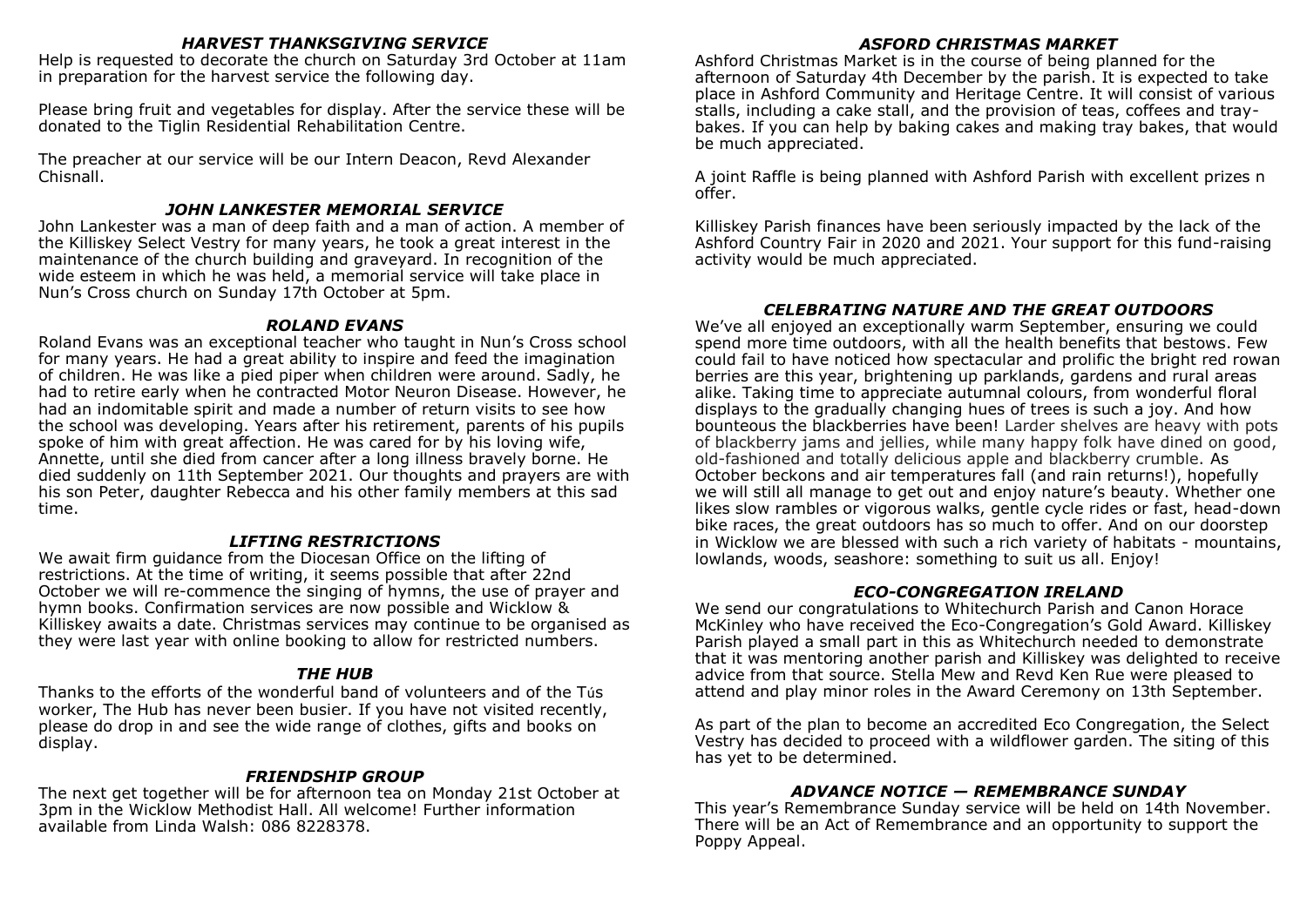### *HARVEST THANKSGIVING SERVICE*

Help is requested to decorate the church on Saturday 3rd October at 11am in preparation for the harvest service the following day.

Please bring fruit and vegetables for display. After the service these will be donated to the Tiglin Residential Rehabilitation Centre.

The preacher at our service will be our Intern Deacon, Revd Alexander Chisnall.

### *JOHN LANKESTER MEMORIAL SERVICE*

John Lankester was a man of deep faith and a man of action. A member of the Killiskey Select Vestry for many years, he took a great interest in the maintenance of the church building and graveyard. In recognition of the wide esteem in which he was held, a memorial service will take place in Nun's Cross church on Sunday 17th October at 5pm.

### *ROLAND EVANS*

Roland Evans was an exceptional teacher who taught in Nun's Cross school for many years. He had a great ability to inspire and feed the imagination of children. He was like a pied piper when children were around. Sadly, he had to retire early when he contracted Motor Neuron Disease. However, he had an indomitable spirit and made a number of return visits to see how the school was developing. Years after his retirement, parents of his pupils spoke of him with great affection. He was cared for by his loving wife, Annette, until she died from cancer after a long illness bravely borne. He died suddenly on 11th September 2021. Our thoughts and prayers are with his son Peter, daughter Rebecca and his other family members at this sad time.

### *LIFTING RESTRICTIONS*

We await firm guidance from the Diocesan Office on the lifting of restrictions. At the time of writing, it seems possible that after 22nd October we will re-commence the singing of hymns, the use of prayer and hymn books. Confirmation services are now possible and Wicklow & Killiskey awaits a date. Christmas services may continue to be organised as they were last year with online booking to allow for restricted numbers.

### *THE HUB*

Thanks to the efforts of the wonderful band of volunteers and of the Tús worker, The Hub has never been busier. If you have not visited recently, please do drop in and see the wide range of clothes, gifts and books on display.

### *FRIENDSHIP GROUP*

The next get together will be for afternoon tea on Monday 21st October at 3pm in the Wicklow Methodist Hall. All welcome! Further information available from Linda Walsh: 086 8228378.

### *ASFORD CHRISTMAS MARKET*

Ashford Christmas Market is in the course of being planned for the afternoon of Saturday 4th December by the parish. It is expected to take place in Ashford Community and Heritage Centre. It will consist of various stalls, including a cake stall, and the provision of teas, coffees and tray-bakes. If you can help by baking cakes and making tray bakes, that would be much appreciated.

A joint Raffle is being planned with Ashford Parish with excellent prizes n offer.

Killiskey Parish finances have been seriously impacted by the lack of the Ashford Country Fair in 2020 and 2021. Your support for this fund-raising activity would be much appreciated.

### *CELEBRATING NATURE AND THE GREAT OUTDOORS*

We've all enjoyed an exceptionally warm September, ensuring we could spend more time outdoors, with all the health benefits that bestows. Few could fail to have noticed how spectacular and prolific the bright red rowan berries are this year, brightening up parklands, gardens and rural areas alike. Taking time to appreciate autumnal colours, from wonderful floral displays to the gradually changing hues of trees is such a joy. And how bounteous the blackberries have been! Larder shelves are heavy with pots of blackberry jams and jellies, while many happy folk have dined on good, old-fashioned and totally delicious apple and blackberry crumble. As October beckons and air temperatures fall (and rain returns!), hopefully we will still all manage to get out and enjoy nature's beauty. Whether one likes slow rambles or vigorous walks, gentle cycle rides or fast, head-down bike races, the great outdoors has so much to offer. And on our doorstep in Wicklow we are blessed with such a rich variety of habitats - mountains, lowlands, woods, seashore: something to suit us all. Enjoy!

### *ECO-CONGREGATION IRELAND*

We send our congratulations to Whitechurch Parish and Canon Horace McKinley who have received the Eco-Congregation's Gold Award. Killiskey Parish played a small part in this as Whitechurch needed to demonstrate that it was mentoring another parish and Killiskey was delighted to receive advice from that source. Stella Mew and Revd Ken Rue were pleased to attend and play minor roles in the Award Ceremony on 13th September.

As part of the plan to become an accredited Eco Congregation, the Select Vestry has decided to proceed with a wildflower garden. The siting of this has yet to be determined.

### *ADVANCE NOTICE — REMEMBRANCE SUNDAY*

This year's Remembrance Sunday service will be held on 14th November. There will be an Act of Remembrance and an opportunity to support the Poppy Appeal.